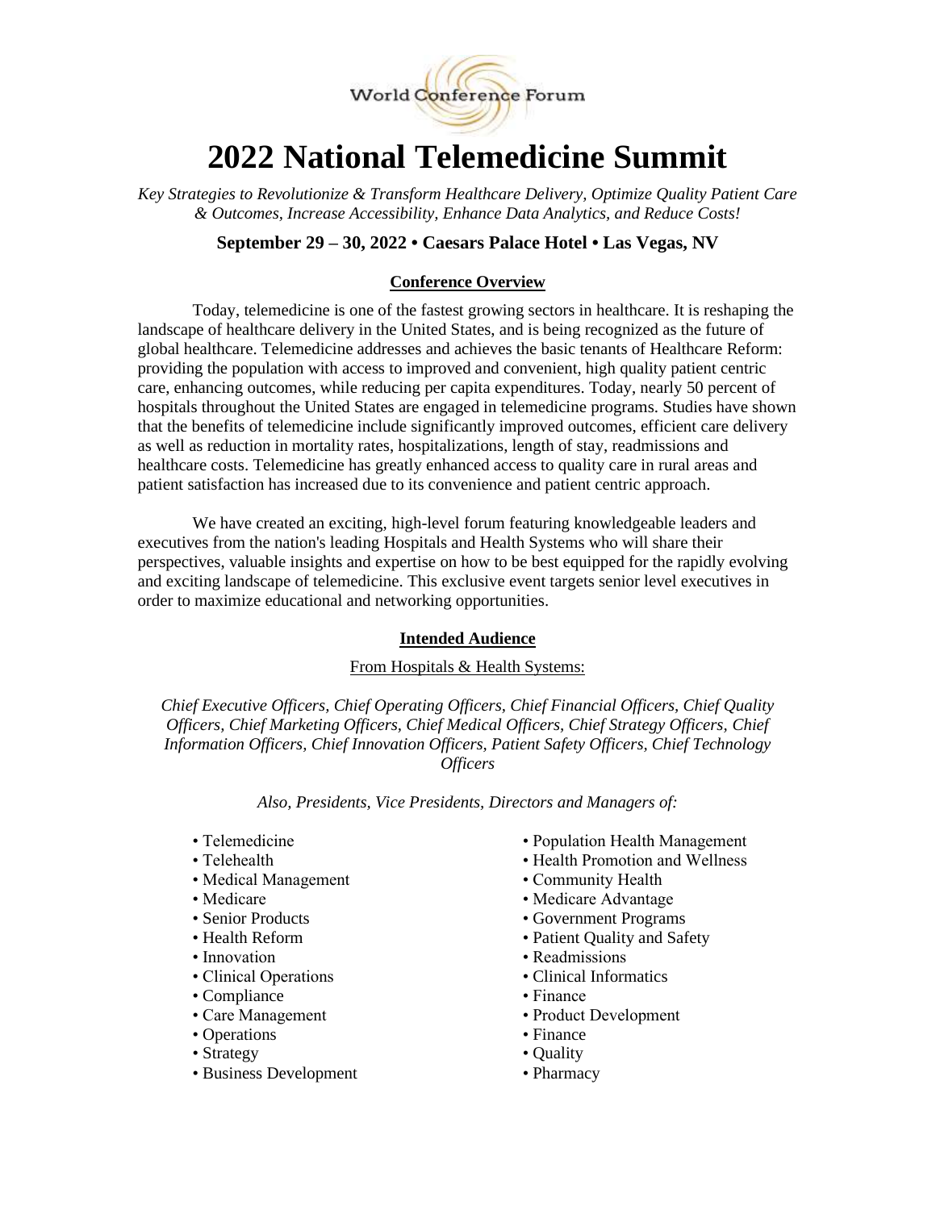World Conference Forum

# 2022 National Telemedicine Summit

*Key Strategies to Revolutionize & Transform Healthcare Delivery, Optimize Quality Patient Care & Outcomes, Increase Accessibility, Enhance Data Analytics, and Reduce Costs!*

**September 29 – 30, 2022 • Caesars Palace Hotel • Las Vegas, NV**

## Conference Overview

Today, telemedicine is one of the fastest growing sectors in healthcare. It is reshaping the landscape of healthcare delivery in the United States, and is being recognized as the future of global healthcare. Telemedicine addresses and achieves the basic tenants of Healthcare Reform: providing the population with access to improved and convenient, high quality patient centric care, enhancing outcomes, while reducing per capita expenditures. Today, nearly 50 percent of hospitals throughout the United States are engaged in telemedicine programs. Studies have shown that the benefits of telemedicine include significantly improved outcomes, efficient care delivery as well as reduction in mortality rates, hospitalizations, length of stay, readmissions and healthcare costs. Telemedicine has greatly enhanced access to quality care in rural areas and patient satisfaction has increased due to its convenience and patient centric approach.

We have created an exciting, high-level forum featuring knowledgeable leaders and executives from the nation's leading Hospitals and Health Systems who will share their perspectives, valuable insights and expertise on how to be best equipped for the rapidly evolving and exciting landscape of telemedicine. This exclusive event targets senior level executives in order to maximize educational and networking opportunities.

## Intended Audience

From Hospitals & Health Systems:

*Chief Executive Officers, Chief Operating Officers, Chief Financial Officers, Chief Quality Officers, Chief Marketing Officers, Chief Medical Officers, Chief Strategy Officers, Chief Information Officers, Chief Innovation Officers, Patient Safety Officers, Chief Technology Officers*

*Also, Presidents, Vice Presidents, Directors and Managers of:*

- Telemedicine
- Telehealth
- Medical Management
- Medicare
- Senior Products
- Health Reform
- Innovation
- Clinical Operations
- Compliance
- Care Management
- Operations
- Strategy
- Business Development
- Population Health Management
- Health Promotion and Wellness
- Community Health
- Medicare Advantage
- Government Programs
- Patient Quality and Safety
- Readmissions
- Clinical Informatics
- Finance
- Product Development
- Finance
- Quality
- Pharmacy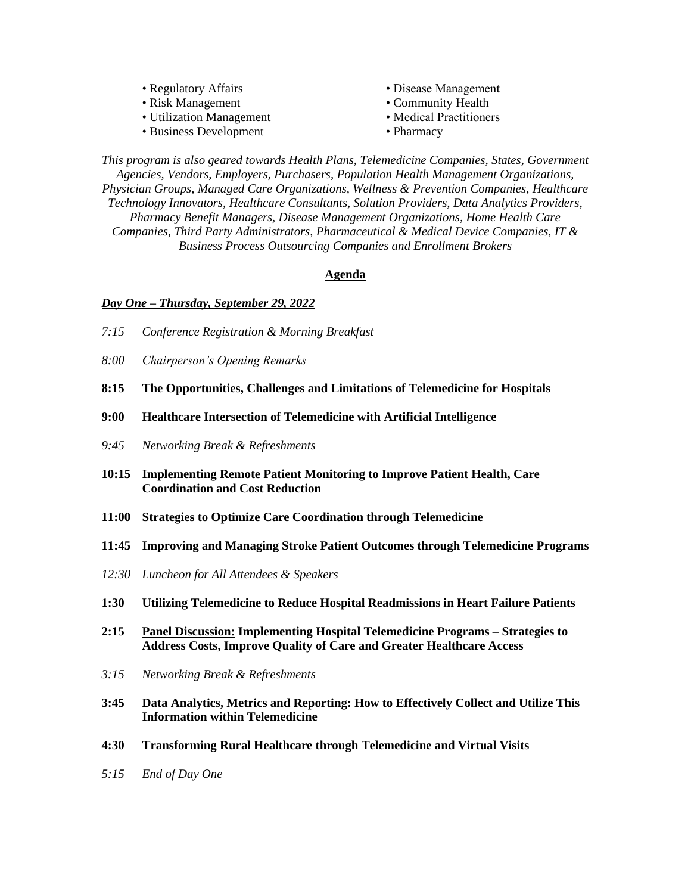- Regulatory Affairs
- Risk Management
- Utilization Management
- Business Development
- Disease Management
- Community Health
- Medical Practitioners
- Pharmacy

*This program is also geared towards Health Plans, Telemedicine Companies, States, Government Agencies, Vendors, Employers, Purchasers, Population Health Management Organizations, Physician Groups, Managed Care Organizations, Wellness & Prevention Companies, Healthcare Technology Innovators, Healthcare Consultants, Solution Providers, Data Analytics Providers, Pharmacy Benefit Managers, Disease Management Organizations, Home Health Care Companies, Third Party Administrators, Pharmaceutical & Medical Device Companies, IT & Business Process Outsourcing Companies and Enrollment Brokers*

## Agenda

***Day One – Thursday, September 29, 2022***

*7:15 Conference Registration & Morning Breakfast*

*8:00 Chairperson's Opening Remarks*

**8:15 The Opportunities, Challenges and Limitations of Telemedicine for Hospitals**

**9:00 Healthcare Intersection of Telemedicine with Artificial Intelligence**

*9:45 Networking Break & Refreshments*

**10:15 Implementing Remote Patient Monitoring to Improve Patient Health, Care Coordination and Cost Reduction**

**11:00 Strategies to Optimize Care Coordination through Telemedicine**

**11:45 Improving and Managing Stroke Patient Outcomes through Telemedicine Programs**

*12:30 Luncheon for All Attendees & Speakers*

**1:30 Utilizing Telemedicine to Reduce Hospital Readmissions in Heart Failure Patients**

**2:15 Panel Discussion: Implementing Hospital Telemedicine Programs – Strategies to Address Costs, Improve Quality of Care and Greater Healthcare Access**

*3:15 Networking Break & Refreshments*

**3:45 Data Analytics, Metrics and Reporting: How to Effectively Collect and Utilize This Information within Telemedicine**

**4:30 Transforming Rural Healthcare through Telemedicine and Virtual Visits**

*5:15 End of Day One*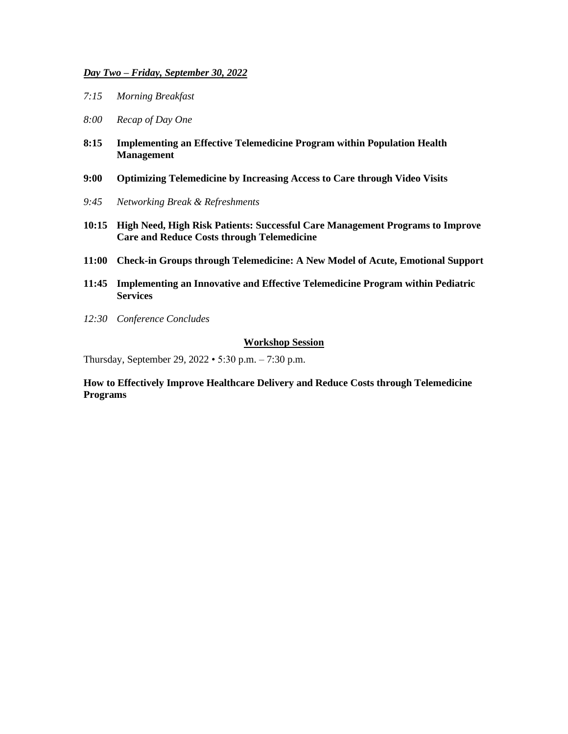***Day Two – Friday, September 30, 2022***

*7:15 Morning Breakfast*

*8:00 Recap of Day One*

**8:15 Implementing an Effective Telemedicine Program within Population Health Management**

**9:00 Optimizing Telemedicine by Increasing Access to Care through Video Visits**

*9:45 Networking Break & Refreshments*

**10:15 High Need, High Risk Patients: Successful Care Management Programs to Improve Care and Reduce Costs through Telemedicine**

**11:00 Check-in Groups through Telemedicine: A New Model of Acute, Emotional Support**

**11:45 Implementing an Innovative and Effective Telemedicine Program within Pediatric Services**

*12:30 Conference Concludes*

**Workshop Session**

Thursday, September 29, 2022 • 5:30 p.m. – 7:30 p.m.

**How to Effectively Improve Healthcare Delivery and Reduce Costs through Telemedicine Programs**